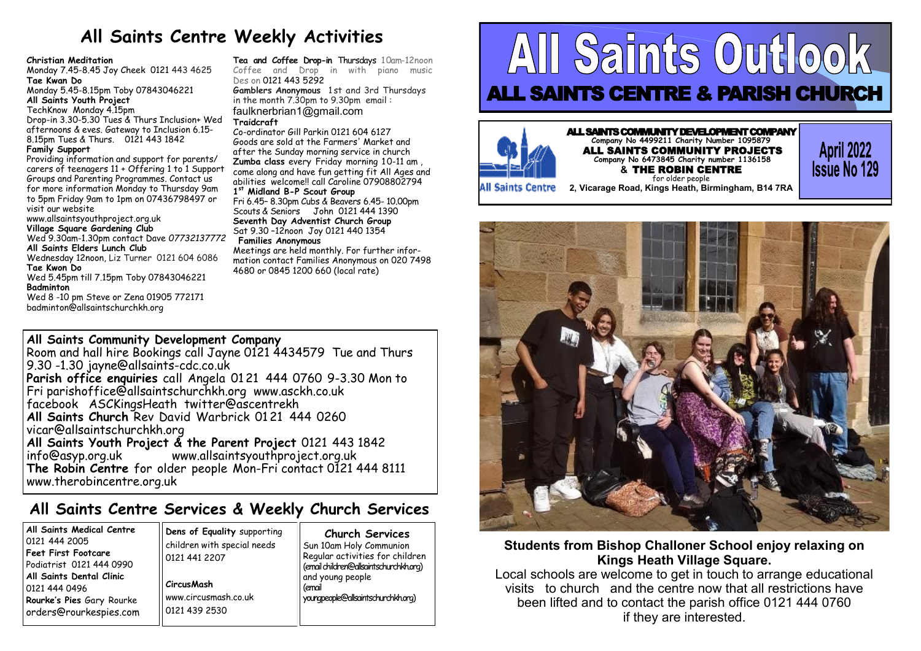# All Saints Centre Weekly Activities

**Christian Meditation**
Monday 7.45-8.45 Joy Cheek 0121 443 4625

**Tae Kwan Do**
Monday 5.45-8.15pm Toby 07843046221

**All Saints Youth Project**
TechKnow Monday 4.15pm
Drop-in 3.30-5.30 Tues & Thurs Inclusion+ Wed afternoons & eves. Gateway to Inclusion 6.15-8.15pm Tues & Thurs. 0121 443 1842

**Family Support**
Providing information and support for parents/carers of teenagers 11 + Offering 1 to 1 Support Groups and Parenting Programmes. Contact us for more information Monday to Thursday 9am to 5pm Friday 9am to 1pm on 07436798497 or visit our website
www.allsaintsyouthproject.org.uk

**Village Square Gardening Club**
Wed 9.30am-1.30pm contact Dave *07732137772*

**All Saints Elders Lunch Club**
Wednesday 12noon, Liz Turner 0121 604 6086

**Tae Kwon Do**
Wed 5.45pm till 7.15pm Toby 07843046221

**Badminton**
Wed 8 -10 pm Steve or Zena 01905 772171
badminton@allsaintschurchkh.org

**Tea and Coffee Drop-in** Thursdays 10am-12noon Coffee and Drop in with piano music Des on 0121 443 5292

**Gamblers Anonymous** 1st and 3rd Thursdays in the month 7.30pm to 9.30pm email : faulknerbrian1@gmail.com

**Traidcraft**
Co-ordinator Gill Parkin 0121 604 6127
Goods are sold at the Farmers' Market and after the Sunday morning service in church

**Zumba class** every Friday morning 10-11 am , come along and have fun getting fit All Ages and abilities welcome!! call Caroline 07908802794

**1st Midland B-P Scout Group**
Fri 6.45– 8.30pm Cubs & Beavers 6.45- 10.00pm Scouts & Seniors John 0121 444 1390

**Seventh Day Adventist Church Group**
Sat 9.30 –12noon Joy 0121 440 1354

**Families Anonymous**
Meetings are held monthly. For further information contact Families Anonymous on 020 7498 4680 or 0845 1200 660 (local rate)

**All Saints Community Development Company**
Room and hall hire Bookings call Jayne 0121 4434579 Tue and Thurs 9.30 -1.30 jayne@allsaints-cdc.co.uk
**Parish office enquiries** call Angela 0121 444 0760 9-3.30 Mon to Fri parishoffice@allsaintschurchkh.org www.asckh.co.uk
facebook ASCKingsHeath twitter@ascentrekh
**All Saints Church** Rev David Warbrick 0121 444 0260
vicar@allsaintschurchkh.org
**All Saints Youth Project & the Parent Project** 0121 443 1842
info@asyp.org.uk www.allsaintsyouthproject.org.uk
**The Robin Centre** for older people Mon-Fri contact 0121 444 8111
www.therobincentre.org.uk

## All Saints Centre Services & Weekly Church Services

**All Saints Medical Centre**
0121 444 2005
**Feet First Footcare**
Podiatrist 0121 444 0990
**All Saints Dental Clinic**
0121 444 0496
**Rourke's Pies** Gary Rourke
orders@rourkespies.com

**Dens of Equality** supporting children with special needs
0121 441 2207

**CircusMash**
www.circusmash.co.uk
0121 439 2530

**Church Services**
Sun 10am Holy Communion
Regular activities for children (email children@allsaintschurchkh.org) and young people (email youngpeople@allsaintschurchkh.org)

# All Saints Outlook

## ALL SAINTS CENTRE & PARISH CHURCH

All Saints Centre

**ALL SAINTS COMMUNITY DEVELOPMENT COMPANY**
Company No 4499211 Charity Number 1095879
**ALL SAINTS COMMUNITY PROJECTS**
Company No 6473845 Charity number 1136158
& **THE ROBIN CENTRE**
for older people
2, Vicarage Road, Kings Heath, Birmingham, B14 7RA

**April 2022**
**Issue No 129**

**Students from Bishop Challoner School enjoy relaxing on Kings Heath Village Square.**

Local schools are welcome to get in touch to arrange educational visits to church and the centre now that all restrictions have been lifted and to contact the parish office 0121 444 0760 if they are interested.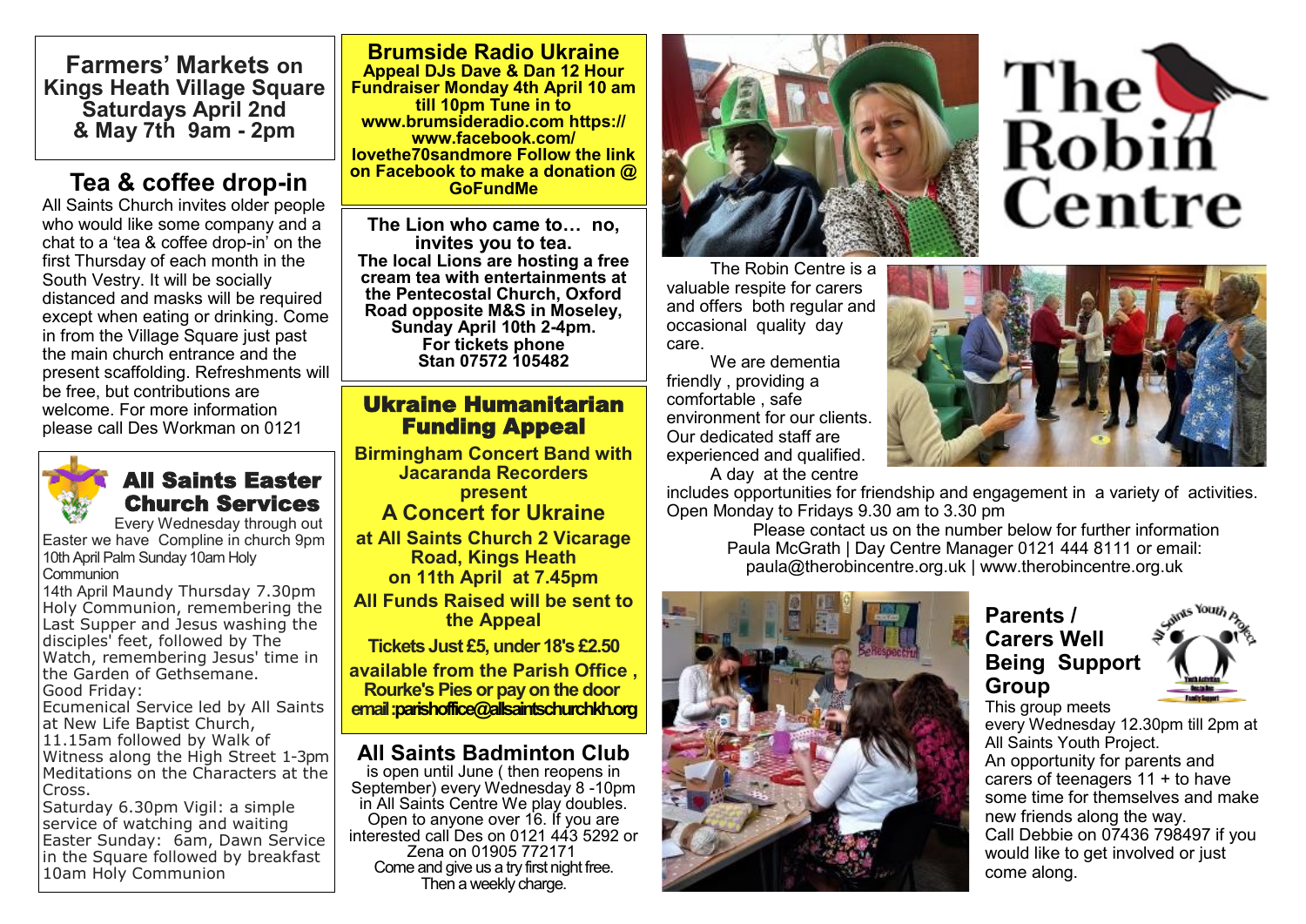## Farmers' Markets on Kings Heath Village Square Saturdays April 2nd & May 7th 9am - 2pm

## Tea & coffee drop-in

All Saints Church invites older people who would like some company and a chat to a 'tea & coffee drop-in' on the first Thursday of each month in the South Vestry. It will be socially distanced and masks will be required except when eating or drinking. Come in from the Village Square just past the main church entrance and the present scaffolding. Refreshments will be free, but contributions are welcome. For more information please call Des Workman on 0121

## All Saints Easter Church Services

Every Wednesday through out Easter we have Compline in church 9pm

10th April Palm Sunday 10am Holy Communion

14th April Maundy Thursday 7.30pm Holy Communion, remembering the Last Supper and Jesus washing the disciples' feet, followed by The Watch, remembering Jesus' time in the Garden of Gethsemane.

Good Friday:

Ecumenical Service led by All Saints at New Life Baptist Church, 11.15am followed by Walk of Witness along the High Street 1-3pm Meditations on the Characters at the Cross.

Saturday 6.30pm Vigil: a simple service of watching and waiting

Easter Sunday: 6am, Dawn Service in the Square followed by breakfast 10am Holy Communion

## Brumside Radio Ukraine

**Appeal DJs Dave & Dan 12 Hour Fundraiser Monday 4th April 10 am till 10pm Tune in to www.brumsideradio.com https://www.facebook.com/lovethe70sandmore Follow the link on Facebook to make a donation @ GoFundMe**

**The Lion who came to… no, invites you to tea.**

**The local Lions are hosting a free cream tea with entertainments at the Pentecostal Church, Oxford Road opposite M&S in Moseley, Sunday April 10th 2-4pm. For tickets phone Stan 07572 105482**

## Ukraine Humanitarian Funding Appeal

**Birmingham Concert Band with Jacaranda Recorders present**

### A Concert for Ukraine

**at All Saints Church 2 Vicarage Road, Kings Heath on 11th April at 7.45pm**

**All Funds Raised will be sent to the Appeal**

**Tickets Just £5, under 18's £2.50**

**available from the Parish Office , Rourke's Pies or pay on the door email :parishoffice@allsaintschurchkh.org**

## All Saints Badminton Club

is open until June ( then reopens in September) every Wednesday 8 -10pm in All Saints Centre We play doubles. Open to anyone over 16. If you are interested call Des on 0121 443 5292 or Zena on 01905 772171

Come and give us a try first night free. Then a weekly charge.

## The Robin Centre

The Robin Centre is a valuable respite for carers and offers both regular and occasional quality day care.

We are dementia friendly , providing a comfortable , safe environment for our clients. Our dedicated staff are experienced and qualified.

A day at the centre includes opportunities for friendship and engagement in a variety of activities. Open Monday to Fridays 9.30 am to 3.30 pm

Please contact us on the number below for further information

Paula McGrath | Day Centre Manager 0121 444 8111 or email: paula@therobincentre.org.uk | www.therobincentre.org.uk

## Parents / Carers Well Being Support Group

This group meets every Wednesday 12.30pm till 2pm at All Saints Youth Project.

An opportunity for parents and carers of teenagers 11 + to have some time for themselves and make new friends along the way.

Call Debbie on 07436 798497 if you would like to get involved or just come along.